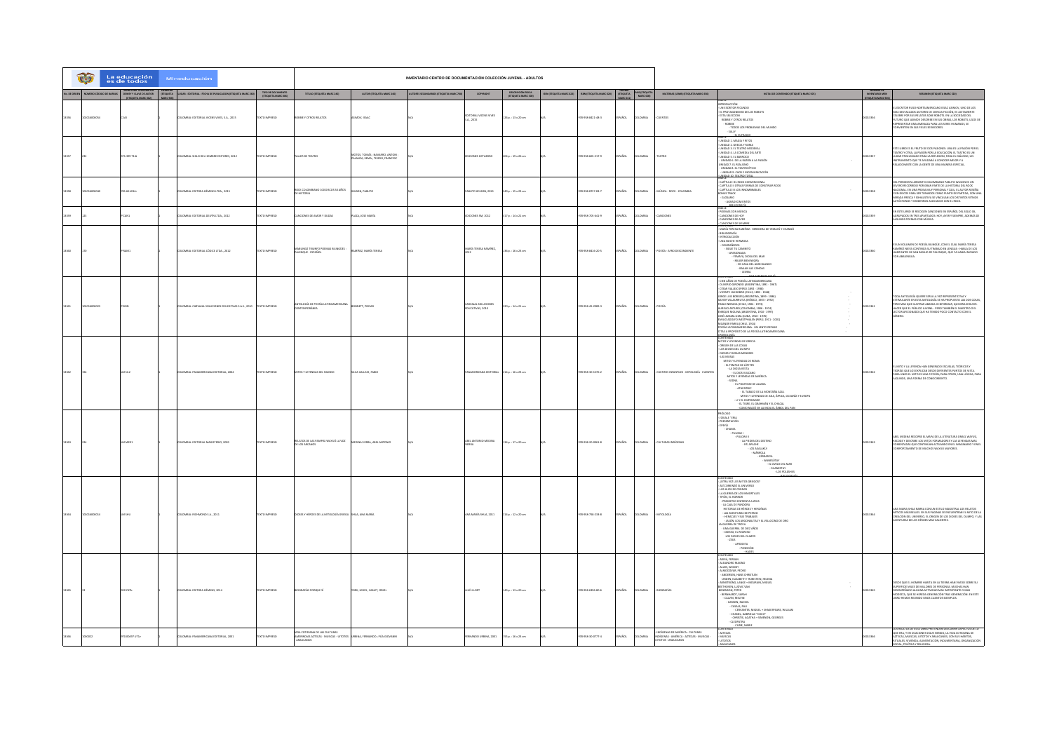# INVENTARIO CENTRO DE DOCUMENTACIÓN COLECCIÓN JUVENIL - ADULTOS

| No. DE ORDEN | NÚMERO CÓDIGO DE BARRAS | SIGNATURA TOPOGRÁFICA DEWEY Y CLAVE DE AUTOR (ETIQUETA MARC 082) | EJEMPLAR (ETIQUETA MARC 084) | CIUDAD - EDITORIAL - FECHA DE PUBLICACIÓN (ETIQUETA MARC 260) | TIPO DE DOCUMENTO (ETIQUETA MARC 000) | TÍTULO (ETIQUETA MARC 245) | AUTOR (ETIQUETA MARC 100) | AUTORES SECUNDARIOS (ETIQUETA MARC 700) | COPYRIGHT | DESCRIPCIÓN FÍSICA (ETIQUETA MARC 300) | ISSN (ETIQUETA MARC 022) | ISBN (ETIQUETA MARC 020) | IDIOMA (ETIQUETA MARC 041) | PAÍS (ETIQUETA MARC 044) | MATERIAS (LEMB) (ETIQUETA MARC 650) | NOTAS DE CONTENIDO (ETIQUETA MARC 505) | NÚMERO DE INVENTARIO MEN (ETIQUETA MARC 900) | RESUMEN (ETIQUETA MARC 520) |
|---|---|---|---|---|---|---|---|---|---|---|---|---|---|---|---|---|---|---|
| 13356 | 100016000056 | C.ASI | 1 | COLOMBIA: EDITORIAL VICENS VIVES, S.A., 2015 | TEXTO IMPRESO | ROBBIE Y OTROS RELATOS | ASIMOV, ISAAC | N/A | EDITORIAL VICENS VIVES S.A., 2015 | 128 p. : 13 x 20 cm | N/A | 978-958-8421-48-3 | ESPAÑOL | COLOMBIA | CUENTOS | INTRODUCCIÓN - UN ESCRITOR FECUNDO - EL PROTAGONISMO DE LOS ROBOTS - ESTA SELECCIÓN - ROBBIE Y OTROS RELATOS - ROBBIE - TODOS LOS PROBLEMAS DEL MUNDO - SALLY - EL SUFRAGIO | 20003356 | EL ESCRITOR RUSO NORTEAMERICANO ISSAC ASIMOV, UNO DE LOS MÁS DESTACADOS AUTORES DE CIENCIA FICCIÓN, ES JUSTAMENTE CÉLEBRE POR SUS RELATOS SOBRE ROBOTS. EN LA SOCIEDAD DEL FUTURO QUE ASIMOV DESCRIBE EN SUS OBRAS, LOS ROBOTS, LEJOS DE REPRESENTAR UNA AMENAZA PARA LOS SERES HUMANOS, SE CONVIERTEN EN SUS FIELES SERVIDORES. |
| 13357 | 233 | 371.399 T14t | 1 | COLOMBIA: SIGLO DEL HOMBRE EDITORES, 2012 | TEXTO IMPRESO | TALLER DE TEATRO | MOTOS, TOMÁS ; NAVARRO, ANTONI ; PALANCA, XEMA ; TEJEDO, FRANCESC | N/A | EDICIONES OCTAEDRO | 206 p. : 19 x 26 cm | N/A | 978-958-665-217-9 | ESPAÑOL | COLOMBIA | TEATRO | ÍNDICE - UNIDAD 1: MAGIA Y RITOS - UNIDAD 2: GRECIA Y ROMA - UNIDAD 3: EL TEATRO MEDIEVAL - UNIDAD 4: LA COMEDIA DEL ARTE - UNIDAD 5: EL BARROCO - UNIDAD 6: DE LA RAZÓN A LA PASIÓN - UNIDAD 7: EL REALISMO - UNIDAD 8: EL TEATRO ÉPICO - UNIDAD 9: CAOS Y RECONSTRUCCIÓN - UNIDAD 10: TEATRO TOTAL | 20003357 | ESTE LIBRO ES EL FRUTO DE DOS PASIONES: UNA ES LA PASIÓN POR EL TEATRO Y OTRA, LA PASIÓN POR LA EDUCACIÓN. EL TEATRO ES UN LUGAR PRIVILEGIADO PARA LA REFLEXIÓN, PARA EL DIÁLOGO; UN INSTRUMENTO QUE TE AYUDARÁ A CONOCER MEJOR Y A RELACIONARTE CON LA GENTE DE UNA MANERA ESPECIAL. |
| 13358 | 100016000040 | 781.66 W54r | 1 | COLOMBIA: EDITORIA SÉMANS LTDA., 2013 | TEXTO IMPRESO | ROCK COLOMBIANO 100 DISCOS 50 AÑOS DE HISTORIA | WILSON, PABLITO | N/A | PABLITO WILSON, 2013 | 249 p. : 15 x 23 cm | N/A | 978-958-8717-83-7 | ESPAÑOL | COLOMBIA | MÚSICA - ROCK - COLOMBIA | ÍNDICE - CAPÍTULO I: EL ROCK CONVENCIONAL - CAPÍTULO II: OTRAS FORMAS DE CONSTRUIR ROCK - CAPÍTULO III: LOS INNOMBRABLES - BONUS TRACK - GLOSARIO - AGRADECIMIENTOS - BIBLIOGRAFÍA | 20003358 | DEL PERIODISTA ARGENTO-COLOMBIANO PABLITO WILSON ES UN NUEVO RECORRIDO POR GRAN PARTE DE LA HISTORIA DEL ROCK NACIONAL. EN UNA PROSA AUX PERSONAL Y ÁGIL, EL AUTOR RESEÑA CIEN DISCOS PARA SER TOMADOS COMO PUNTO DE PARTIDA, CON UNA MIRADA CRÍTICA Y EXHAUSTIVA SE VINCULAN LOS DISTINTOS RITMOS AUTÓCTONOS Y MODERNOS ASOCIADOS CON EL ROCK. |
| 13359 | 133 | P C16l1 | 1 | COLOMBIA: EDITORIAL DELFIN LTDA., 2012 | TEXTO IMPRESO | CANCIONES DE AMOR Y DUDAS | PLAZA, JOSÉ MARÍA | N/A | EDICIONES SM, 2012 | 317 p. : 14 x 21 cm | N/A | 978-958-705-641-9 | ESPAÑOL | COLOMBIA | CANCIONES | ÍNDICE - POEMAS CON MÚSICA - CANCIONES DE HOY - CANCIONES DE AYER - CANCIONES DE SIEMPRE | 20003359 | EN ESTE LIBRO SE RECOGEN CANCIONES EN ESPAÑOL DEL SIGLO XX, AGRUPADOS EN TRES APARTADOS: HOY, AYER Y SIEMPRE, ADEMÁS DE ALGUNOS POEMAS CON MÚSICA. |
| 13360 | 170 | P R4nk1 | 1 | COLOMBIA: EDITORIAL CÓDICE LTDA., 2012 | TEXTO IMPRESO | MABUNGE TRIUNFO POEMAS BILINGÜES : PALENQUE - ESPAÑOL | RAMÍREZ, MARÍA TERESA | N/A | MARÍA TERESA RAMÍREZ, 2011 | 136 p. : 16 x 23 cm | N/A | 978-958-8416-20-5 | ESPAÑOL | COLOMBIA | POESÍA - AFRO DESCENDIENTE | MARÍA TERESA RAMÍREZ - HEREDERA DE YEMAYÁ Y CHANGÓ - BIBLIOGRAFÍA - INTRODUCCIÓN - UNA NOCHE HERMOSA - COMPAÑERO - SIGUE TU CAMINITO - APASIONADA - YEMAYÁ, DIOSA DEL MAR - MUJER BIEN NEGRA - EN CASA DEL AMO BLANCO - BAILAN LAS CANOAS - LEMBA - ... | 20003360 | ES UN VOLUMEN DE POESÍA BILINGÜE, CON EL CUAL MARÍA TERESA RAMÍREZ RELVA CONTINUA SU TRABAJO EN LENGUA - HABLA DE LOS HABITANTES DE SAN BASILIO DE PALENQUE, QUE YA HABIA INICIADO CON ABALUNGUA. |
| 13361 | 100016000025 | P B69t | 1 | COLOMBIA: CARVAJAL SOLUCIONES EDUCATIVAS S.A.S., 2010 | TEXTO IMPRESO | ANTOLOGÍA DE POESÍA LATINOAMERICANA CONTEMPORÁNEA | BONNETT, PIEDAD | N/A | CARVAJAL SOLUCIONES EDUCATIVAS, 2010 | 330 p. : 14 x 21 cm | N/A | 978-958-45-2989-3 | ESPAÑOL | COLOMBIA | POESÍA | CIEN AÑOS DE POESÍA LATINOAMERICANA - OLIVERIO GIRONDO (ARGENTINA, 1891 - 1967) - CÉSAR VALLEJO (PERÚ, 1892 - 1938) - VICENTE HUIDOBRO (CHILE, 1893 - 1948) - JORGE LUIS BORGES (ARGENTINA, 1899 - 1986) - XAVIER VILLAURRUTIA (MÉXICO, 1903 - 1950) - PABLO NERUDA (CHILE, 1904 - 1973) - AURELIO ARTURO (COLOMBIA, 1906 - 1974) - ENRIQUE MOLINA (ARGENTINA, 1910 - 1997) - JOSÉ LEZAMA LIMA (CUBA, 1910 - 1976) - EMILIO ADOLFO WESTPHALEN (PERÚ, 1911 - 2001) - NICANOR PARRA (CHILE, 1914) - POESÍA LATINOAMERICANA - UN LENTO REPASO - OTRAS A PROPÓSITO DE LA POESÍA LATINOAMERICANA - ANTOLOGÍA | 20003361 | TODA ANTOLOGÍA QUIERE SER LA VEZ REPRESENTATIVA Y ESTIMULANTE EN ESTA ANTOLOGÍA SE HA PROPUESTO LAS DOS COSAS, PERO MÁS QUE ILUSTRAR AMBOS O INFORMAR, QUISIERA SEDUCIR. HACER QUE EL PÚBLICO JUVENIL - PERO TAMBIÉN EL MAESTRO O EL LECTOR APASIONADO QUE HA TENIDO POCO CONTACTO CON EL GÉNERO. |
| 13362 | 194 | 398 S62 | 1 | COLOMBIA: PANAMERICANA EDITORIAL, 2004 | TEXTO IMPRESO | MITOS Y LEYENDAS DEL MUNDO | SILVA VALLEJO, FABIO | N/A | PANAMERICANA EDITORIAL | 211 p. : 18 x 23 cm | N/A | 978-958-30-1576-2 | ESPAÑOL | COLOMBIA | CUENTOS INFANTILES - ANTOLOGÍA - CUENTOS | CONTENIDO - MITOS Y LEYENDAS DE GRECIA - ORIGEN DE LAS COSAS - LOS DIOSES DEL OLIMPO - DIOSES Y DIOSES MENORES - LAS MUSAS - MITOS Y LEYENDAS DE ROMA - EL TEMPLO DE JÚPITER - LA DIOSA VESTA - EL DIOS VULCANO - MITOS Y LEYENDAS DE AMÉRICA - SEDNA - EL POLIFEMO DE ALASKA - ATAENTSIC - EL TABACO DE LA MONTAÑA AZUL - MITOS Y LEYENDAS DE ASIA, ÁFRICA, OCEANÍA Y EUROPA - LI Y EL EMPERADOR - EL TIGRE, EL BRAHMÁN Y EL CHACAL - CÓMO NACIÓ EN LA INDIA EL ÁRBOL DEL PAN | 20003362 | EL MITO Y LA LEYENDA HAN GENERADO ESCUELAS, TEÓRICOS Y TEORÍAS QUE LOS EXPLICAN DESDE DIFERENTES PUNTOS DE VISTA: PARA UNOS EL MITO ES UNA FICCIÓN; PARA OTROS, UNA LÓGICA; PARA ALGUNOS, UNA FORMA DE CONOCIMIENTO. |
| 13363 | 224 | 398 M33r1 | 1 | COLOMBIA: EDITORIAL MAGISTERIO, 2009 | TEXTO IMPRESO | RELATOS DE LAS PAMPAS WAYUÚ LA VOZ DE LOS ANCIANOS | MEDINA SIERRA, ABEL ANTONIO | N/A | ABEL ANTONIO MEDINA SIERRA | 196 p. : 17 x 20 cm | N/A | 978-958-20-0961-8 | ESPAÑOL | COLOMBIA | CULTURAS INDÍGENAS | PRÓLOGO - ¡GRULL!" ERA - PRESENTACIÓN - EPEYÜI - CHAMA - PULOWI I - PULOWI II - LA PIEDRA DEL DESTINO - PIC APAZHE - LOS ANALAKO - MÁRKULA - SERRAPIA - MAREIGUA - EL OVEJO DEL MAR - SHAWEYUY - LOS PULOWAS - ... | 20003363 | ABEL MEDINA RECORRE EL MAPA DE LA LITERATURA ORAL WAYUU, RECOGE Y DESCRIBE LOS MITOS FORMADORES Y LAS LEYENDAS MAS CONSERVADAS QUE CONTINÚAN ACTUANDO EN EL IMAGINARIO Y EN EL COMPORTAMIENTO DE MUCHOS WAYUU MAYORES. |
| 13364 | 100016000023 | 398 N42 | 1 | COLOMBIA: PICHIMORO S.A., 2011 | TEXTO IMPRESO | DIOSES Y HÉROES DE LA MITOLOGÍA GRIEGA | SHUA, ANA MARÍA | N/A | ANA MARÍA SHUA, 2011 | 214 p. : 12 x 20 cm | N/A | 978-958-758-253-8 | ESPAÑOL | COLOMBIA | ANTOLOGÍA | CONTENIDO - ¿OTRA VEZ LOS MITOS GRIEGOS? - ¡AD COMIENZO EL UNIVERSO - LOS HIJOS DE CRONOS - LA GUERRA DE LOS INMORTALES - TIFÓN, EL HORROR - PROMETEO ENFRENTA A ZEUS - LA CAJA DE PANDORA - HISTORIAS DE HÉROES Y HEROÍNAS - LAS AVENTURAS DE PERSEO - HERACLES Y SUS TRABAJOS - JASÓN, LOS ARGONAUTAS Y EL VELLOCINO DE ORO - LA GUERRA DE TROYA - UNA GUERRA DE DIEZ AÑOS - DIOSES, EL REGRESO - LOS DIOSES DEL OLIMPO - ZEUS - AFRODITA - POSEIDÓN - HADES | 20003364 | ANA MARÍA SHUA NARRA CON UN ESTILO MAGISTRAL LOS RELATOS MÍTICOS MÁS BELLOS. EN SUS PÁGINAS SE ENCUENTRAN EL MITO DE LA CREACIÓN DEL UNIVERSO, EL ORIGEN DE LOS DIOSES DEL OLIMPO, Y LAS AVENTURAS DE LOS HÉROES MÁS VALIENTES. |
| 13365 | 33 | 920 F67b | 1 | COLOMBIA: EDITORIA SÉMANS, 2014 | TEXTO IMPRESO | BIOGRAFÍAS PORQUE SÍ | FORN, LEWIS ; HALLET, ORIOL | N/A | LLUIS LLORT | 149 p. : 15 x 20 cm | N/A | 978-958-6393-80-6 | ESPAÑOL | COLOMBIA | BIOGRAFÍAS | CONTENIDO - ADRIÀ, FERRAN - ALEJANDRO MAGNO - ALLEN, WOODY - ALMODÓVAR, PEDRO - ANDERSEN, HANS CHRISTIAN - ARDEN, ELIZABETH + RUBINSTEIN, HELENA - ARMSTRONG, LANCE + INDURAIN, MIGUEL - BEETHOVEN, LUDWIG VAN - BENENSON, PETER - BERNHARDT, SARAH - CASALS, PAU - CARSON, RACHEL - CERVANTES, MIGUEL + SHAKESPEARE, WILLIAM - CHANEL, GABRIELLE "COCO" - CHRISTIE, AGATHA + SIMENON, GEORGES - CLEOPATRA - CURIE, MARIE | 20003365 | DESDE QUE EL HOMBRE HABITA EN LA TIERRA HAN VIVIDO SOBRE SU SUPERFICIE MILES DE MILLONES DE PERSONAS. MUCHAS HAN DESEMPEÑADO ALGUNA ACTIVIDAD MÁS IMPORTANTE O MÁS MODESTA, QUE SE RENUEVA GENERACIÓN TRAS GENERACIÓN. EN ESTE LIBRO HEMOS REUNIDO UNOS CUANTOS EJEMPLOS. |
| 13366 | 300022 | 972.00497 U71u | 1 | COLOMBIA: PANAMERICANA EDITORIAL, 2001 | TEXTO IMPRESO | VIDA COTIDIANA DE LAS CULTURAS AMERINDIAS AZTECAS - MUISCAS - LATOTOS - ARAUCANOS | URBINA, FERNANDO ; PEA GIOVANNI | N/A | FERNANDO URBINA, 2001 | 115 p. : 16 x 23 cm | N/A | 978-958-30-0777-4 | ESPAÑOL | COLOMBIA | INDÍGENAS DE AMÉRICA - CULTURAS INDÍGENAS - AMÉRICA - AZTECAS - MUISCAS - LATOTOS - ARAUCANOS | CONTENIDO - AZTECAS - MUISCAS - LATOTOS - ARAUCANOS | 20003366 | ESTE LIBRO TRATA DE LAS CULTURAS AMERINDIAS DURANTE LA ÉPOCA QUE FUE, Y EN OCASIONES SIGUE SIENDO, LA VIDA COTIDIANA DE AZTECAS, MUISCAS, LATOTOS Y ARAUCANOS: COSTUMBRES, RITUALES, VIVIENDA, ALIMENTACIÓN, INDUMENTARIA, ORGANIZACIÓN SOCIAL, POLÍTICA Y RELIGIOSA. |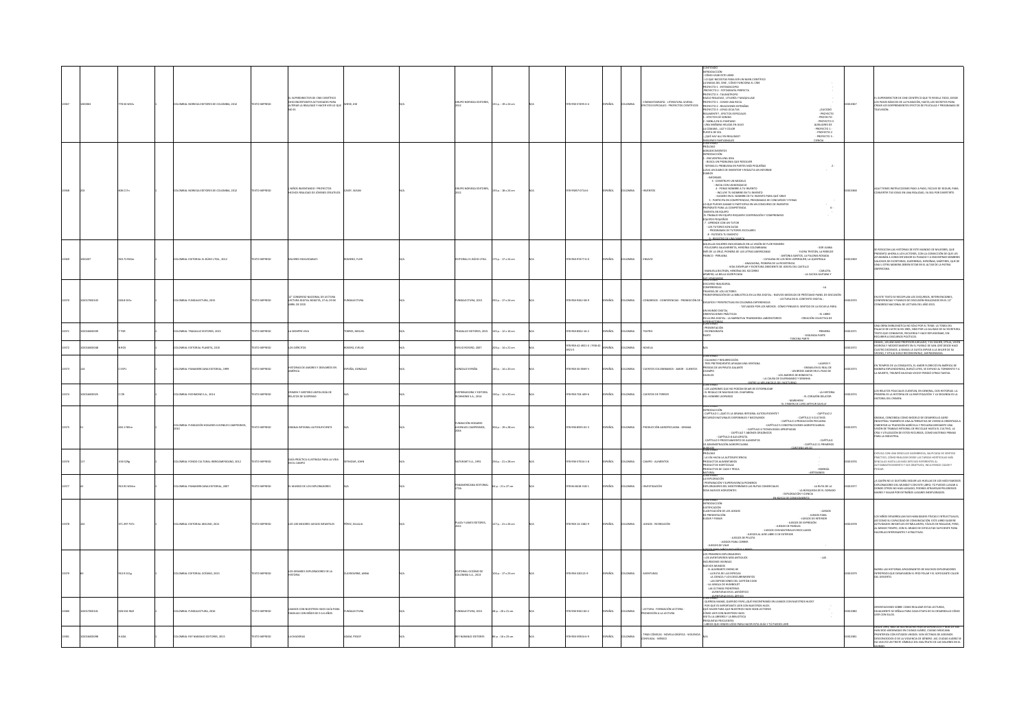| | | | | | | | | | | | | | | | | | | |
|---|---|---|---|---|---|---|---|---|---|---|---|---|---|---|---|---|---|---|
| 13367 | 3000063 | 778.56 W55s | 1 | COLOMBIA: NORMA EDITORES DE COLOMBIA, 2012 | TEXTO IMPRESO | EL SUPERDIRECTOR DE CINE CIENTÍFICO: DESCONCERTANTES ACTIVIDADES PARA ALTERAR LA REALIDAD Y HACER VER LO QUE NO ES | WIESE, JIM | | N/A | GRUPO NORMA EDITORES, 2012 | 131 p. ; 28 x 24 cm | | N/A | 978-958-53395-0-6 | ESPAÑOL | COLOMBIA | CINEMATOGRAFÍA - LITERATURA JUVENIL EFECTOS ESPECIALES - PROYECTOS CIENTÍFICOS | CONTENIDO INTRODUCCIÓN CÓMO USAR ESTE LIBRO LO QUE NECESITAS PARA SER UN BUEN CIENTÍFICO LA MAGIA DEL CINE: CÓMO FUNCIONA EL CINE PROYECTO 1 - ESTEREOSCOPIO PROYECTO 2 - FOTOGRAFÍA PERFECTA PROYECTO 3 - TAUMATROPO HAZLO REALIDAD: LITERA Y MAQUILLAJE PROYECTO 1 - CÓMO UNA ROCA PROYECTO 2 - REACCIONES EXTRAÑAS PROYECTO 3 - VENA OCULTA REALMENTE: EFECTOS ESPECIALES EFECTOS DE SONIDO SIMULA EN EL PANTANO UNA MÁQUINA HELADA EN JULIO LA CÁMARA, LUZ Y COLOR PUESTA DE SOL ¿QUÉ HAY ALLÍ EN REALIDAD? IMÁGENES FANTASMALES ¿SUCEDIÓ? PROYECTO PROYECTO 3 AUXILIARES DE PROYECTO 1 PROYECTO 2 PROYECTO 3 CIENCIA | 0003367 | EL SUPERDIRECTOR DE CINE CIENTÍFICO QUE TE REVELA TODO, DESDE LOS PRADEROSOS DE LA FILMACIÓN, HASTA LOS SECRETOS PARA CREAR LOS SORPRENDENTES EFECTOS DE PELÍCULAS Y PROGRAMAS DE TELEVISIÓN. |
| 13368 | 204 | 608 C17n | 1 | COLOMBIA: NORMA EDITORES DE COLOMBIA, 2012 | TEXTO IMPRESO | ¡ NIÑOS INVENTANDO ! PROYECTOS HECHOS REALIDAD DE JÓVENES CREATIVOS | CASEY, SUSAN | | N/A | GRUPO NORMA EDITORES, 2012 | 131 p. ; 28 x 22 cm | | N/A | 978-958-7-0714-6 | ESPAÑOL | COLOMBIA | INVENTOS | CONTENIDO PRÓLOGO AGRADECIMIENTOS INTRODUCCIÓN 1 - ENCUENTRA UNA IDEA BUSCA UN PROBLEMA QUE RESOLVER SEPARA EL PROBLEMA EN PARTES MÁS PEQUEÑAS LLEVA UN DIARIO DE INVENTOR Y REDACTA UN INFORME DIARIOS INFORMES 3 - CONSTRUYE UN MODELO INICIA CON UN BOSQUEJO 4 - PONLE NOMBRE A TU INVENTO INCLUYE TU NOMBRE EN TU INVENTO SUGIERE EN EL NOMBRE DE TU INVENTO PARA QUÉ SIRVE 5 - PARTICIPA EN COMPETENCIAS, PROGRAMAS DE CONCURSOS Y FERIAS LO QUE PUEDES GANAR SI PARTICIPAS EN UN CONCURSO DE INVENTOS PREPÁRATE PARA LA COMPETENCIA TRABAJA EN EQUIPO EL TRABAJO EN EQUIPO REQUIERE COOPERACIÓN Y COMPROMISO EQUIPOS PEQUEÑOS 7 - APRENDE CON UN TUTOR LOS TUTORES SON GUÍAS PROGRAMAS DE TUTORES ESCOLARES 8 - PATENTA TU INVENTO REGISTRO DE UNA MARCA 2 - 6 - | 0003368 | ¡AQUÍ TIENES INSTRUCCIONES PASO A PASO, FÁCILES DE SEGUIR, PARA CONVERTIR TUS IDEAS EN UNA REALIDAD, YA SEA POR DIVERTIRTE. |
| 13369 | 3000207 | 920.72 R65m | 1 | COLOMBIA: EDITORIAL EL BÚHO LTDA., 2012 | TEXTO IMPRESO | MUJERES INOLVIDABLES | ROMERO, FLOR | | N/A | EDITORIAL EL BÚHO LTDA. | 175 p. ; 17 x 24 cm | | N/A | 978-958-97677-6-6 | ESPAÑOL | COLOMBIA | ENSAYO | AQUELLAS MUJERES INOLVIDABLES EN LA VISIÓN DE FLOR ROMERO POLICARPA SALAVARRIETA, HEROÍNA COLOMBIANA INÉS DE LA CRUZ, PIONERA DE LAS LETRAS AMERICANAS FRANCO - PERUANA CATALINA DE LOS RÍOS LISPERGUER, LA QUINTRALA AMAZONAS, PIONERAS DE LA RESISTENCIA VIDA EJEMPLAR Y ESCRITURA DIFERENTE DE JOSEFA DEL CASTILLO MANUELA BELTRÁN, HEROÍNA DEL SOCORRO ARAMITAS, LA BELLA SACERDOTISA SOR JUANA FLORA TRISTÁN, LA PAREDÓN ANTONIA SANTOS, LA PALOMA ROSADA CARLOTA LA CACICA GAITANA Y SUS VENGADORES | 0003369 | SE RESCATAN LAS HISTORIAS DE ESTE MANOJO DE MUJERES, QUE PRESENTÓ AHORA A LOS LECTORES, CON LA CONVICCIÓN DE QUE LES AYUDARÁN A CONOCER MEJOR SU PASADO Y A ENCONTRAR NOMBRES VALIOSOS DE ESCRITORAS, GUERRERAS, HEROÍNAS, MÁRTIRES, QUE DE UNA U OTRA MANERA DEBEN ESTAR EN EL ALTAR DE LA PATRIA AMERICANA. |
| 13370 | 300017000103 | 028.8 C67c | 1 | COLOMBIA: FUNDALECTURA, 2015 | TEXTO IMPRESO | 12° CONGRESO NACIONAL DE LECTURA LECTURA DIGITAL BOGOTÁ, 27 AL 29 DE ABRIL DE 2015 | FUNDALECTURA | | N/A | FUNDALECTURA, 2015 | 292 p. ; 17 x 24 cm | | N/A | 978-958-9342-58-9 | ESPAÑOL | COLOMBIA | CONGRESOS - CONFERENCIAS - PROMOCIÓN DE | DISCURSO INAUGURAL CONFERENCIAS PALABRA DE LOS LECTORES TRANSFORMACIÓN DE LA BIBLIOTECA EN LA ERA DIGITAL: NUEVOS MODELOS DE PRÉSTAMO PANEL DE DISCUSIÓN DESAFÍOS Y PERSPECTIVAS EN COLOMBIA EXPERIENCIAS LECTURA EN EL CONTEXTO DIGITAL ESTUDIOS POR LOS MEDIOS: CÓMO PENSAR EL SENTIDO DE LA ESCUELA PARA UN MUNDO DIGITAL ORIENTACIONES PRÁCTICAS EN LA ERA DIGITAL - LA NARRATIVA TRANSMEDIA LABORATORIOS CONSTRUCCIONES LA EL LIBRO CREACIÓN COLECTIVA DE | 0003370 | EN ESTE TEXTO SE RECOPILAN LOS DISCURSOS, INTERVENCIONES, CONFERENCIAS Y PANELES DE DISCUSIÓN REALIZADOS EN EL 12° CONGRESO NACIONAL DE LECTURA DEL AÑO 2015. |
| 13371 | 300016000099 | T T29l | 1 | COLOMBIA: TRAGALUZ EDITORES, 2015 | TEXTO IMPRESO | LA SIEMPRE VIVA | TORRES, MIGUEL | | N/A | TRAGALUZ EDITORES, 2015 | 145 p. ; 12 x 16 cm | | N/A | 978-958-8862-14-2 | ESPAÑOL | COLOMBIA | TEATRO | CONTENIDO PRESENTACIÓN FRONTERA BIOGRAFÍA PARTE SEGUNDA PARTE TERCERA PARTE PRIMERA | 0003371 | UNA OBRA EMBLEMÁTICA NO SÓLO POR SU TEMA: LA TOMA DEL PALACIO DE JUSTICIA EN 1985, SINO POR LA CALIDAD DE SU ESCRITURA. TEXTO QUE CONMUEVE, INCLUSO Y HACE REFLEXIONAR, SIN RESUMIR A DISCURSOS POLÍTICOS. |
| 13372 | 300016000048 | N R63l | 1 | COLOMBIA: EDITORIAL PLANETA, 2015 | TEXTO IMPRESO | LOS EJÉRCITOS | ROSERO, EVELIO | | N/A | EVELIO ROSERO, 2007 | 203 p. ; 14 x 21 cm | | N/A | 978-958-42-4921-0 / 958-42-4921-5 | ESPAÑOL | COLOMBIA | NOVELA | N/A | 0003372 | ISMAEL, UN ANCIANO PROFESOR JUBILADO Y SU MUJER, OTILIA, VIVEN HONESTA Y MODESTAMENTE EN EL PUEBLO DE SAN JOSÉ DESDE HACE CUATRO DÉCADAS. A ISMAEL LE GUSTA ESPIAR A LA MUJER DE SU VECINO, Y OTILIA SUELE RECONVENIRLO. ¡NO SÉ RECONOZCA. |
| 13373 | 244 | C E77h | 1 | COLOMBIA: PANAMERICANA EDITORIAL, 1999 | TEXTO IMPRESO | HISTORIAS DE AMORES Y DESVARÍOS EN AMÉRICA | ESPAÑA, GONZALO | | N/A | GONZALO ESPAÑA | 180 p. ; 14 x 20 cm | | N/A | 978-958-30-0569-5 | ESPAÑOL | COLOMBIA | CUENTOS COLOMBIANOS - AMOR - CUENTOS | CONTENIDO CALVARIO Y RESURRECCIÓN TRES PRETENDIENTES APAGAN UNA VENTANA PRESAGIO DE UN PIRATA GALANTE OCAMPO DIABLOS LA CAUSA DE DUPREMANDO Y SEMINHA ENTRE LA MELANCOLÍA DEL DOCTOR RIMO LAURO Y DRAMA EN EL PAÍS DE UN BREVE AMOR EN EL PAÍS DE LOS AMORES DE BENEDICTA | 0003373 | EN TIEMPOS DE LA CONQUISTA, EL AMOR FLORECIÓ EN AMÉRICA DE MANERA ESPLENDOROSA. BURLÓ LEYES, SE EXPUSO AL TORMENTO Y LA MUERTE, TRIUNFÓ MUCHAS VECES Y PERDIÓ OTRAS TANTAS. |
| 13374 | 300016000025 | C C39 | 1 | COLOMBIA: PICHIMONO S.A., 2014 | TEXTO IMPRESO | CRIMEN Y MISTERIO: ANTOLOGÍA DE RELATOS DE SUSPENSO | N/A | | N/A | DISTRIBUIDORA Y EDITORA RICHMOND S.A., 2014 | 190 p. ; 12 x 20 cm | | N/A | 978-958-704-489-6 | ESPAÑOL | COLOMBIA | CUENTOS DE TERROR | CONTENIDO LOS LADRONES QUE NO PODÍAN DEJAR DE ESTORNUDAR EL REGALO DE NAVIDAD DEL CHAPARRAL DEL HOMBRE LEOPARDO MARKHEIM EL CRIMEN DE LORD ARTHUR SAVILLE LA HISTORIA EL CORAZÓN DELATOR | 0003374 | LOS RELATOS POLICIALES CUENTAN, EN GENERAL, DOS HISTORIAS. LA PRIMERA ES LA HISTORIA DE LA INVESTIGACIÓN Y LA SEGUNDA ES LA HISTORIA DEL CRIMEN. |
| 13375 | 51 | 630.1 F85m | 1 | COLOMBIA: FUNDACIÓN HOGARES JUVENILES CAMPESINOS, 2010 | TEXTO IMPRESO | GRANJA INTEGRAL AUTOSUFICIENTE | N/A | | N/A | FUNDACIÓN HOGARES JUVENILES CAMPESINOS, 2010 | 403 p. ; 28 x 28 cm | | N/A | 978-958-8099-03-5 | ESPAÑOL | COLOMBIA | PRODUCCIÓN AGROPECUARIA - GRANJA | INTRODUCCIÓN CAPÍTULO 1 | ¿QUÉ ES LA GRANJA INTEGRAL AUTOSUFICIENTE? RECURSOS NATURALES DISPONIBLES Y NECESARIOS CAPÍTULO 4 CONSTRUCCIONES AGROPECUARIAS CAPÍTULO 5 TECNOLOGÍAS APROPIADAS CAPÍTULO 7 ABONOS ORGÁNICOS CAPÍTULO 8 AUTOPISTA CAPÍTULO 9 PROCESAMIENTO DE ALIMENTOS DE ADMINISTRACIÓN AGROPECUARIA TURISMO CAPÍTULO 2 CAPÍTULO 3 CULTIVOS CAPÍTULO 6 PRODUCCIÓN PECUARIA CAPÍTULO CAPÍTULO 11 PRIMEROS CONTENIDO EN CD | 0003375 | GRANJA, CONCEBIDA COMO MODELO DE DESARROLLO AGRO INDUSTRIAL, TAMBIÉN ES UNA ALTERNATIVA DE VIVIENDA ORIENTADA A CAMBIAR LA TRADICIÓN AGRÍCOLA Y PECUARIA MEDIANTE UNA VISIÓN DE TRABAJO INTEGRAL DE RECICLAJE HASTA EL CULTIVO, LA CRÍA Y UTILIZACIÓN DE ESTOS RECURSOS, COMO MATERIAS PRIMAS PARA LA INDUSTRIA. |
| 13376 | 137 | 630 S29g | 1 | COLOMBIA: FONDO CULTURAL IBEROAMERICANO, 2012 | TEXTO IMPRESO | GUÍA PRÁCTICA ILUSTRADA PARA LA VIDA EN EL CAMPO | SEYMOUR, JOHN | | N/A | NATURART S.A., 1991 | 256 p. ; 21 x 28 cm | | N/A | 978-958-97634-1-8 | ESPAÑOL | COLOMBIA | CAMPO - ALIMENTOS | CONTENIDO PRÓLOGO LA VÍA HACIA LA AUTOSUFICIENCIA PRODUCTOS ALIMENTARIOS PRODUCTOS DE CAZA Y PESCA NATURAL PRODUCTOS DE HORTALIZA ENERGÍA ARTESANÍAS | 0003376 | EXPLICA CON UNA MINUCIOSIDAD DE SENTIDO PRÁCTICO, CÓMO REALIZAR DESDE LAS TAREAS HORTÍCOLAS MÁS SENCILLAS HASTA LAS MÁS ESPECÍFICAS REFERENTES AL AUTOABASTECIMIENTO Y SUS OBJETIVOS, INCLUYENDO CAZAR Y PESCAR. |
| 13377 | 42 | 910.92 M94m | 1 | COLOMBIA: PANAMERICANA EDITORIAL, 2007 | TEXTO IMPRESO | EL MUNDO DE LOS EXPLORADORES | N/A | | N/A | PANAMERICANA EDITORIAL LTDA. | 64 p. ; 21 x 27 cm | | N/A | 978-84-8428-318-1 | ESPAÑOL | COLOMBIA | INVESTIGACIÓN | CONTENIDO LA EXPLORACIÓN PREPARACIÓN Y SUPERVIVENCIA PIONEROS EXPLORADORES DEL MEDITERRÁNEO LA RUTA DE LA SEDA NUEVOS HORIZONTES LA RUTA DE LA SEDA LAS RUTAS COMERCIALES LA BÚSQUEDA DEL EL DORADO EXPLORACIÓN Y CIENCIA EN BUSCA DE CONOCIMIENTO | 0003377 | LA QUIEN NO LE GUSTARÍA SEGUIR LAS HUELLAS DE LOS MÁS FAMOSOS EXPLORADORES DEL MUNDO? CON ESTE LIBRO, TÚ PUEDES LLEGAR A DONDE OTROS NO HAN LLEGADO, PODRÁS ATRAVESAR PELIGROSOS MARES Y VIAJAR POR EXTRAÑOS LUGARES INEXPLORADOS. |
| 13378 | 561 | 371.397 P27s | 1 | COLOMBIA: EDITORIAL MOLINO, 2012 | TEXTO IMPRESO | LOS 100 MEJORES JUEGOS INFANTILES | PÉREZ, EULALIA | | N/A | PLAZA Y JANES EDITORES, 2012 | 127 p. ; 21 x 20 cm | | N/A | 978-958-14-1383-9 | ESPAÑOL | COLOMBIA | JUEGOS - RECREACIÓN | CONTENIDO INTRODUCCIÓN JUSTIFICACIÓN CLASIFICACIÓN DE LOS JUEGOS DE PRESENTACIÓN ELEGIR Y PAGAR JUEGOS DE EXTERIOR JUEGOS DE EXPRESIÓN JUEGOS DE PAREJAS JUEGOS CON MATERIALES RECICLADOS JUEGOS AL AIRE LIBRE O DE EXTERIOR JUEGOS DE PELOTA JUEGOS PARA CORRER JUEGOS DE VIAJE JUEGOS PARA NIÑOS PEQUEÑOS Y BEBÉS JUEGOS JUEGOS PARA | 0003378 | LOS NIÑOS DESARROLLAN SUS HABILIDADES FÍSICAS E INTELECTUALES, ASÍ COMO SU CAPACIDAD DE COMUNICACIÓN. ESTE LIBRO SUGIERE ACTIVIDADES INFANTILES ESTIMULANTES, FÁCILES DE REALIZAR, PERO, AL MISMO TIEMPO, CON EL GRADO DE DIFICULTAD SUFICIENTE PARA HACERLAS INTERESANTES Y ATRACTIVAS. |
| 13379 | 80 | 910.9 C61g | 1 | COLOMBIA: EDITORIAL OCÉANO, 2013 | TEXTO IMPRESO | LOS GRANDES EXPLORADORES DE LA HISTORIA | CLAYBOURNE, ANNA | | N/A | EDITORIAL OCÉANO DE COLOMBIA S.A., 2013 | 104 p. ; 17 x 23 cm | | N/A | 978-958-100121-9 | ESPAÑOL | COLOMBIA | AVENTURAS | LOS PRIMEROS EXPLORADORES LOS AVENTUREROS MÁS ANTIGUOS INCURSIONES VIKINGAS NUEVOS MUNDOS EL ALMIRANTE ZHENG HE LA RUTA DE LAS ESPECIAS LA CIENCIA Y LOS DESCUBRIMIENTOS LAS EXPEDICIONES DEL CAPITÁN COOK LA JUNGLA DE HUMBOLDT LAS ÚLTIMAS FRONTERAS AVENTURAS EN EL ANTÁRTICO CONQUISTAR EL ARTICO LAS | 0003379 | NARRA LAS HISTORIAS APASIONANTES DE MUCHOS EXPLORADORES INTRÉPIDOS QUE DESAFIARON EL FRÍO POLAR Y EL SOFOCANTE CALOR DEL DESIERTO. |
| 13380 | 300017000105 | 028.534 R62l | 1 | COLOMBIA: FUNDALECTURA, 2018 | TEXTO IMPRESO | LEAMOS CON NUESTROS HIJOS GUÍA PARA FAMILIAS CON NIÑOS DE 0 A 6 AÑOS | FUNDALECTURA | | N/A | FUNDALECTURA, 2015 | 68 p. ; 20 x 21 cm | | N/A | 978-958-9342-60-2 | ESPAÑOL | COLOMBIA | LECTURA - FORMACIÓN LECTORA - PROMOCIÓN DE LA LECTURA | CONTENIDO QUERIDA MAMÁ, QUERIDO PAPÁ, ¿QUÉ ENCONTRARÁ EN LEAMOS CON NUESTROS HIJOS? POR QUÉ ES IMPORTANTE LEER CON NUESTROS HIJOS QUÉ HACER PARA QUE NUESTROS HIJOS SEAN LECTORES CÓMO LEER CON NUESTROS HIJOS VISITA LA LIBRERÍA Y LA BIBLIOTECA PREGUNTAS FRECUENTES LIBROS QUE HEMOS LEÍDO PARA HACER ESTA GUÍA Y TÚ PUEDES LEER | 0003380 | ORIENTACIONES SOBRE CÓMO REALIZAR ESTAS LECTURAS, IGUALMENTE SE SEÑALA PARA CADA ETAPA DE SU DESARROLLO CÓMO LEER CON ELLOS. |
| 13381 | 300016000098 | H A24l | 1 | COLOMBIA: REY NARANJO EDITORES, 2015 | TEXTO IMPRESO | LA CHICADORAS | ADAM, PEGGY | | N/A | REY NARANJO EDITORES | 96 p. ; 18 x 23 cm | | N/A | 978-958-59924-6-9 | ESPAÑOL | COLOMBIA | TIRAS CÓMICAS - NOVELA GRÁFICA - VIOLENCIA CONTRA LAS - MÉXICO | N/A | 0003381 | DESDE 1993, MÁS DE 300 MUJERES HAN DESAPARECIDO Y MÁS DE 400 HAN SIDO ASESINADAS EN CIUDAD JUÁREZ, CIUDAD MEXICANA FRONTERIZA CON ESTADOS UNIDOS. SON VÍCTIMAS DE ASESINATOS MISÓGINOS Y DE LA VIOLENCIA DE GÉNERO. ASÍ, CIUDAD JUÁREZ SE HA VUELTO UN TRISTE SÍMBOLO DEL MALTRATO DE LAS MUJERES EN EL MUNDO. |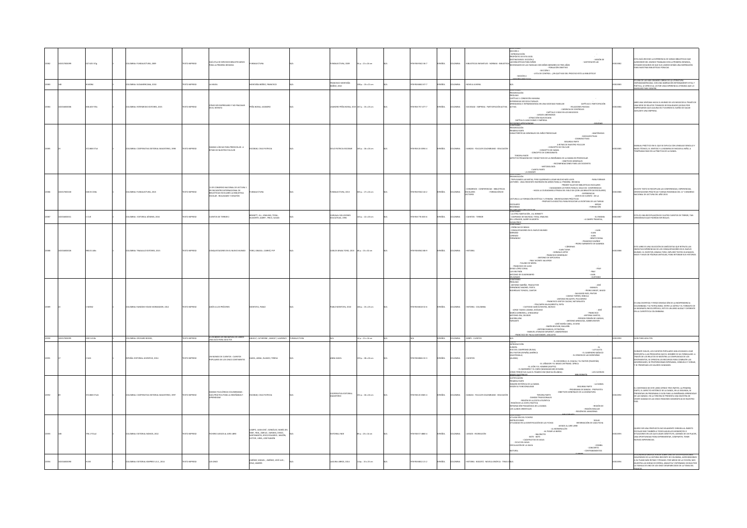| | | | | | | | | | | | | | | | | | | |
|---|---|---|---|---|---|---|---|---|---|---|---|---|---|---|---|---|---|---|
| 13382 | 100017000099 | 027.625 F17g | 1 | COLOMBIA: FUNDALECTURA, 2009 | TEXTO IMPRESO | GUÍA PILAR DE SERVICIOS BIBLIOTECARIOS PARA LA PRIMERA INFANCIA | FUNDALECTURA | N/A | FUNDALECTURA, 2009 | 90 p. : 21 x 26 cm | N/A | 978-958-9442-86-7 | ESPAÑOL | COLOMBIA | BIBLIOTECAS INFANTILES - NORMAS - BIBLIOTECAS | CONTENIDO SECCIÓN 1 - INTRODUCCIÓN - PROPÓSITO DE ESTA GUÍA - DESTINATARIOS SECCIÓN 2 - MISIÓN DE LAS BIBLIOTECAS PARA NIÑOS - SATISFACER LAS NECESIDADES DE LAS FAMILIAS CON NIÑOS MENORES DE TRES AÑOS - POBLACIÓN OBJETIVO - SECCIÓN 3 - LISTA DE CONTROL - ¿EN QUÉ FASE DEL PROCESO ESTÁ LA BIBLIOTECA? - SECCIÓN 4 - MEJORES PRÁCTICAS | 00013382 | ESTA GUÍA RECOGE LA EXPERIENCIA DE VARIAS BIBLIOTECAS QUE ALREDEDOR DEL MUNDO TRABAJAN CON LA PRIMERA INFANCIA. ESTAMOS SEGUROS DE QUE SUS LOGROS SERÁN UNA INSPIRACIÓN PARA NUESTRAS BIBLIOTECAS PÚBLICAS. |
| 13383 | 148 | N M39m | 1 | COLOMBIA: SUDAMERICANA, 2010 | TEXTO IMPRESO | LA MUDA | MONTAÑA IBÁÑEZ, FRANCISCO | N/A | FRANCISCO MONTAÑA IBÁÑEZ, 2010 | 208 p. : 15 x 21 cm | N/A | 978-958-8662-07-7 | ESPAÑOL | COLOMBIA | NOVELA JUVENIL | N/A | 00013383 | ES UNA DE LAS MÁS GRANDES OBRAS DE LA LITERATURA HISPANOAMERICANA, CON UNA NARRACIÓN INTENSAMENTE VITAL Y POÉTICA, LE OFRECE AL LECTOR UNA EXPERIENCIA LITERARIA QUE LO MARCARÁ PARA SIEMPRE. |
| 13384 | 100014000006 | 658.409 P29c | 1 | COLOMBIA: INTERMEDIO EDITORES, 2015 | TEXTO IMPRESO | CÓMO SER EMPRESARIO Y NO FRACASAR EN EL INTENTO | PEÑA NOSSA, LISANDRO | N/A | LISANDRO PEÑA NOSSA, 2015 | 187 p. : 15 x 23 cm | N/A | 978-958-757-477-7 | ESPAÑOL | COLOMBIA | SOCIEDAD - EMPRESA - PARTICIPACIÓN ACTIVA | CONTENIDO PRESENTACIÓN PRÓLOGO CAPÍTULO 1 CONDICIÓN HUMANA - DIFERENCIAS SOCIOCULTURALES - APRECIANDO E INTERESÁNDOSE EN UNA SOCIEDAD FAMILIAR - CAPÍTULO 2 PARTICIPACIÓN ACTIVA - RELACIONES PASIVAS - CARENCIA DE CONTROLES - CAPÍTULO 3 SEXO EN LOS NEGOCIOS - LIDERAZGO LIBERADO - ATRACCIÓN EQUIVOCADA - CAPÍTULO 4 ADICCIONES Y EMPRESA - SOLEDAD | 00013384 | ABRE UNA VENTANA HACIA EL MUNDO DE LOS NEGOCIOS A TRAVÉS DE UNA SERIE DE RELATOS TOMADOS DE REALIDADES VIVIDAS POR EMPRESARIOS QUE ALGUNA VEZ TUVIERON EL SUEÑO DE SACAR ADELANTE UNA EMPRESA. |
| 13385 | 23 | 372.868 E71d | 1 | COLOMBIA: COOPERATIVA EDITORIAL MAGISTERIO, 1998 | TEXTO IMPRESO | DANZAS LÚDICAS PARA PREESCOLAR - A RITMO DE NUESTRO FOLCLOR | ESCOBAR, CIELO PATRICIA | N/A | CIELO PATRICIA ESCOBAR | 165 p. : 18 x 24 cm | N/A | 978-958-20-0391-6 | ESPAÑOL | COLOMBIA | DANZAS - FOLCLOR COLOMBIANO - EDUCACIÓN | CONTENIDO PRESENTACIÓN PRIMERA PARTE CARACTERÍSTICAS GENERALES DEL NIÑO PREESCOLAR - ANATÓMICAS - SOCIOAFECTIVAS - COGNOSCITIVAS SEGUNDA PARTE A RITMO DE NUESTRO FOLCLOR - CONCEPTO DE FOLCLOR - CONCEPTO DE DANZA - CONCEPTO DE COREOGRAFÍA TERCERA PARTE ASPECTOS PEDAGÓGICOS Y DIDÁCTICOS DE LA ENSEÑANZA DE LA DANZA EN PREESCOLAR - OBJETIVOS GENERALES - RECOMENDACIONES PARA LOS DOCENTES - METODOLOGÍA CUARTA PARTE - LA DANZAS | 00013385 | MANUAL PRÁCTICO EN EL QUE SE EXPLICA CON LENGUAJE SENCILLO Y NADA TÉCNICO, EL SENTIDO Y LA MANERA DE INICIAR AL NIÑO, A TEMPRANA EDAD EN LA PRÁCTICA DE LA DANZA. |
| 13386 | 100017000100 | 028.55 C53c | 1 | COLOMBIA: FUNDALECTURA, 2013 | TEXTO IMPRESO | 11ER CONGRESO NACIONAL DE LECTURA 1ER ENCUENTRO INTERNACIONAL DE BIBLIOTECAS ESCOLARES LA BIBLIOTECA ESCOLAR: REALIDADES Y DESAFÍOS | FUNDALECTURA | N/A | FUNDALECTURA, 2013 | 364 p. : 17 x 24 cm | N/A | 978-958-9442-44-2 | ESPAÑOL | COLOMBIA | CONGRESOS - CONFERENCIAS - BIBLIOTECAS ESCOLARES - FORMACIÓN DE LECTORES | CONTENIDO PRESENTACIÓN - TRIPLICAMOS LAS METAS, PERO QUEREMOS LLEGAR MUCHO MÁS LEJOS - PARA FORMAR LECTORES: UNA CRECIENTE INVERSIÓN EN LIBROS PARA LA PRIMERA INFANCIA - PRIMER TALLER DE BIBLIOTECAS ESCOLARES - CIUDADANOS LECTORES PARA EL SIGLO XXI. CONFERENCIAS - HACIA LA CIUDADANÍA LETRADA DEL SIGLO XXI (CON LAS BIBLIOTECAS ESCOLARES) - EXPERIENCIAS - LEER ES UN CUENTO - DE LA LECTURA A LA FORMACIÓN ESTÉTICA Y LITERARIA. ORIENTACIONES PRÁCTICAS - PROPUESTA DIDÁCTICA PARA RESCATAR LA ESCRITURA DE LAS TAREAS ESCOLARES - MESAS REDONDAS - FORMACIÓN | 00013386 | EN ESTE TEXTO SE RECOGEN LAS CONFERENCIAS, EXPERIENCIAS, ORIENTACIONES PRÁCTICAS Y MESAS REDONDAS DEL 11° CONGRESO NACIONAL DE LECTURA DEL AÑO 2013. |
| 13387 | 100016900011 | C C11e | 1 | COLOMBIA: EDITORIAL GÉMINIS, 2016 | TEXTO IMPRESO | CUENTOS DE TERROR 2 | BENNETT, JILL ; KNAUING, TESSA ; ALLWORTH, GARRY ; PRICE, SUSAN | N/A | CARVAJAL SOLUCIONES EDUCATIVAS, 1996 | 143 p. : 12 x 20 cm | N/A | 978-958-776-033-6 | ESPAÑOL | COLOMBIA | CUENTOS - TERROR | CONTENIDO - LA OTRA HABITACIÓN, JILL BENNETT - CAMPANAS DE NAVIDAD, TESSA KNAUING - EL ENIGMA DEL LEÑADOR, GARRY ALLWORTH - A CAMPO TRAVIESA, SUSAN PRICE | 00013387 | ESTA ES UNA RECOPILACIÓN DE CUATRO CUENTOS DE TERROR, TAN VEROSÍMILES QUE PODRÍAN SER REALES. |
| 13388 | 100016400026 | 980.01 L88c | 1 | COLOMBIA: TRAGALUZ EDITORES, 2015 | TEXTO IMPRESO | CONQUISTADORES EN EL NUEVO MUNDO | TORO, XIMENA ; CARRIÓ, PEP | N/A | CARLOS URIBE TORO, 2015 | 88 p. : 15 x 32 cm | N/A | 978-958-8562-88-9 | ESPAÑOL | COLOMBIA | HISTORIA | CONTENIDO - CRÓNICAS DE INDIAS - CONQUISTADORES EN EL NUEVO MUNDO - JUAN - JUAN - LORENZO - JUAN - FERNÁNDEZ - BENITO ROSAL - FRANCISCO MUÑOZ - PEDRO SARMIENTO DE GAMBOA - CÁRDENAS - JUAN TAPIA - GONZALO LÓPEZ - FRANCISCO HENRÍQUEZ - ANTONIO DE SEPÚLVEDA - FRAY VICENTE VALVERDE - FULANO DE MORA - FRANCISCO DE JUSTO - DIEGO LÓPEZ CORAL - FRAY - LUIS BELTRÁN - FRAY - ANTONIO DE OLAGORRIETO - JUAN - VELÁZQUEZ - CUSTODIO | 00013388 | ESTE LIBRO ES UNA SELECCIÓN DE ANÉCDOTAS QUE RETRATA LAS INSÓLITAS EXPERIENCIAS DE LOS CONQUISTADORES EN EL NUEVO MUNDO. EL ESCRITOR, XIMENA TORO, EXPLORÓ TEXTOS OLVIDADOS, VIEJOS Y MILES DE PÁGINAS ANTIGUAS, PARA RETOMAR SUS HISTORIAS. |
| 13389 | 22 | C M0N2 | 1 | COLOMBIA: RANDOM HOUSE MONDADORI, 2012 | TEXTO IMPRESO | ADIÓS A LOS PRÓCERES | MONTOYA, PABLO | N/A | PABLO MONTOYA, 2010 | 188 p. : 15 x 23 cm | N/A | 978-958-8639-32-6 | ESPAÑOL | COLOMBIA | HISTORIA - COLOMBIA | CONTENIDO PRÓLOGO - ANTONIO NARIÑO, TRADUCTOR - JOSÉ FERNÁNDEZ MADRID, POETA - MANUEL RODRÍGUEZ TORICES, CANTOR - PEDRO GROOT, MÚSICO - SALVADOR RIZO, PINTOR - CAMILO TORRES, FÁBULA - ANTONIO RICAURTE, POLVORERO - FRANCISCO JOSÉ DE CALDAS, NATURALISTA - POLICARPA SALAVARRIETA, ESPÍA - CUSTODIO GARCÍA ROVIRA, MÚSICO - JORGE TADEO LOZANO, ZOÓLOGO - JOSÉ MARÍA CARBONELL, LENGUARAZ - FRANCISCO ANTONIO ZEA, DELIBOR - ANTONIA SANTOS, GUERRILLERA - PERSEÓN FERMÍN DE VARGAS, PARIANTE - ANTONIO ARBOLEDA, SOBREVIVIENTE - JOSÉ MARÍA CABAL, OCIOSO - SIMÓN BOLÍVAR, BAILARÍN - ANTONIO BARAYA, ESTRATEGA - MANUEL ATANASIO GIRARDOT, ABANDERADO - FRANCISCO DE PAULA SANTANDER, LEGULEYO | 00013389 | ES UNA DIVERTIDA Y TIERNA DESMITIFICACIÓN DE LA INDEPENDENCIA COLOMBIANA Y SU PATRIA BOBA, ENTRE LA SÁTIRA Y EL FORMATO DE LA BIOGRAFÍA ENCICLOPÉDICA, ESTE ES UN LIBRO AUDAZ Y DIFERENTE EN LA CUENTÍSTICA COLOMBIANA. |
| 13390 | 100017000095 | 028.5 A56a | 1 | COLOMBIA: ORCHARD BOOKS, | TEXTO IMPRESO | ALLÍ DONDE LES ENCANTAN LOS LIBROS UNA GUÍA PARA ADULTOS | ARNOLD, CATHERINE ; ARNOLD, LAURENCE | FUNDALECTURA | N/A | 14 p. : 21 x 14 cm | N/A | N/A | ESPAÑOL | COLOMBIA | BEBÉS - CUENTOS | N/A | 00013390 | GUÍA PARA ADULTOS |
| 13391 | 27 | C G14 | 1 | ESPAÑA: EDITORIAL JUVENTUD, 2015 | TEXTO IMPRESO | UN MUNDO DE CUENTOS - CUENTOS POPULARES DE LOS CINCO CONTINENTES | GADOL, ANNA ; BLANCH, TERESA | N/A | ANNA GADOL | 159 p. : 18 x 24 cm | N/A | 978-958-8866-31-3 | ESPAÑOL | COLOMBIA | CUENTOS | CONTENIDO INTRODUCCIÓN EUROPA - EL HIJO DEL CAMPESINO (RUSIA) - LA FLAUTA DEL PASTOR (ESPAÑA) AMÉRICA - EL ALMENDRO MÁGICO (GUATEMALA) - EL ORIGEN DE LAS MONTAÑAS (ALASKA) - EL COCODRILO, EL CHACAL Y EL PASTOR (PAKISTÁN) - EL LEÑADOR Y EL MAGO (VIETNAM) ÁFRICA - EL LEÓN Y EL HOMBRE (EGIPTO) - EL MARINERO Y EL CERDO (MADAGASCAR) OCEANÍA - CÓMO PERDIÓ SUS ALAS EL PÁJARO KIWI (NUEVA ZELANDA) - LOS CUENTOS PERSONALES - BIBLIOGRAFÍA | 00013391 | DURANTE SIGLOS, LOS CUENTOS POPULARES HAN AYUDADO A DAR RESPUESTA A LAS PREGUNTAS QUE EL HOMBRE SE HA FORMULADO. A TRAVÉS DE LOS RELATOS SE MUESTRA LA COMPLEJIDAD DE LOS SENTIMIENTOS, SE OFRECEN LOS RECURSOS PARA COMBATIR LAS ADVERSIDADES, SE PROPORCIONAN ESPERANZA, CONSUELO Y CORAJE, Y SE PRESERVAN LOS VALORES HUMANOS. |
| 13392 | 89 | 372.868 E71d1 | 1 | COLOMBIA: COOPERATIVA EDITORIAL MAGISTERIO, 1997 | TEXTO IMPRESO | DANZAS FOLCLÓRICAS COLOMBIANAS - GUÍA PRÁCTICA PARA LA ENSEÑANZA Y APRENDIZAJE | ESCOBAR, CIELO PATRICIA | N/A | COOPERATIVA EDITORIAL MAGISTERIO | 221 p. : 18 x 24 cm | N/A | 978-958-20-0585-4 | ESPAÑOL | COLOMBIA | DANZAS - FOLCLOR COLOMBIANO - EDUCACIÓN | CONTENIDO JUSTIFICACIÓN PRIMERA PARTE - IMAGEN HISTÓRICA DE LA DANZA - LA DANZA ORIGEN SU FUNCIONALIDAD - SEGUNDA PARTE - PROGRAMA DE DANZAS - PROPUESTA - OBJETIVOS GENERALES DE LA ASIGNATURA - TERCERA PARTE - DANZAS TRADICIONALES - REGIÓN DE LA COSTA ATLÁNTICA - REGIÓN DE LA COSTA PACÍFICA - INTEGRACIÓN PEDAGÓGICA DE LA DANZA - REGIÓN DE LOS LLANOS ORIENTALES - REGIÓN INSULAR - REGIÓN DEL AMAZONAS - BIBLIOGRAFÍA | 00013392 | EL CONTENIDO DE ESTE LIBRO OFRECE TRES PARTES: LA PRIMERA PARTE, EL ASPECTO HISTÓRICO DE LA DANZA; EN LA SEGUNDA, SE PRESENTA UN PROGRAMA O GUÍA PARA LA ENSEÑANZA-APRENDIZAJE DE LAS DANZAS; EN LA TERCERA SE PRESENTA UNA MUESTRA DE VEINTE DANZAS DE LAS CINCO REGIONES GEOGRÁFICAS DE NUESTRO PAÍS. |
| 13393 | 108 | 796.1 F31a2 | 1 | COLOMBIA: EDITORIAL NOMOS, 2012 | TEXTO IMPRESO | FICHERO JUEGOS AL AIRE LIBRE | CAMPO, JUAN JOSÉ ; GONZÁLEZ, MARÍA DEL MAR ; REAL, AMELIA ; SARMIENTO, DIEGO ; SANTAMARTA, JESÚS EDUARDO ; MAZÓN, VÍCTOR ; URIEL, JOSÉ RAMÓN | N/A | EDITORIAL INDE | 89 p. : 23 x 16 cm | N/A | 978-958-57-3880-6 | ESPAÑOL | COLOMBIA | JUEGOS - RECREACIÓN | UTILIZACIÓN DEL FICHERO INSTRUCCIONES - SIGLAS UTILIZADAS EN LA IDENTIFICACIÓN DE LAS FICHAS - INFORMACIÓN DE CADA FICHA - JUEGOS AL AIRE LIBRE - AL MODERNILLÓN - AL PASAR LA BARCA - BALONCITO - BOTE - BOTE - CAZAPELOTAS DE SAVIA - CICLO DEL AGUA - CIRCULACIÓN DE LA SAVIA - COMBA - CONCIERTO NATURAL - CONTRABANDISTAS | 00013393 | QUIERE SER UNA PROPUESTA NO SOLAMENTE DIRIGIDA AL ÁMBITO ESCOLAR SINO TAMBIÉN A TODOS AQUELLOS MOMENTOS O SITUACIONES EN LOS QUE JUGAR CONSTITUYE, ADEMÁS DE UN PLACER, UNA OPORTUNIDAD PARA EXPERIMENTAR, COMPARTIR, TENER NUEVAS EXPERIENCIAS. |
| 13394 | 100016000090 | H J61o | 1 | COLOMBIA: EDITORIAL KIMPRES S.A.S., 2014 | TEXTO IMPRESO | LOS ONCE | JIMÉNEZ, MIGUEL ; JIMÉNEZ, JOSÉ LUIS ; CRUZ, ANDRÉS | N/A | LAGUNA LIBROS, 2014 | 116 p. : 15 x 23 cm | N/A | 978-958-8812-21-2 | ESPAÑOL | COLOMBIA | HISTORIA - BOGOTÁ - NOVELA GRÁFICA - TIRAS CÓMICAS | | 00013394 | ESTA NOVELA GRÁFICA PUEDE SUMAR UNO DE LOS EPISODIOS MÁS DOLOROSOS DE LA HISTORIA RECIENTE DE COLOMBIA, ACERCÁNDONOS A SU PLANO MÁS ÍNTIMO Y PRIVADO. POR MEDIO DE LA FICCIÓN, NOS MUESTRA LAS HORAS DE ESPERA, ANGUSTIA Y ESPERANZA VIVIDAS POR LA FAMILIA DE UNO DE LOS ONCE DESAPARECIDOS DE LA TOMA DEL PALACIO. |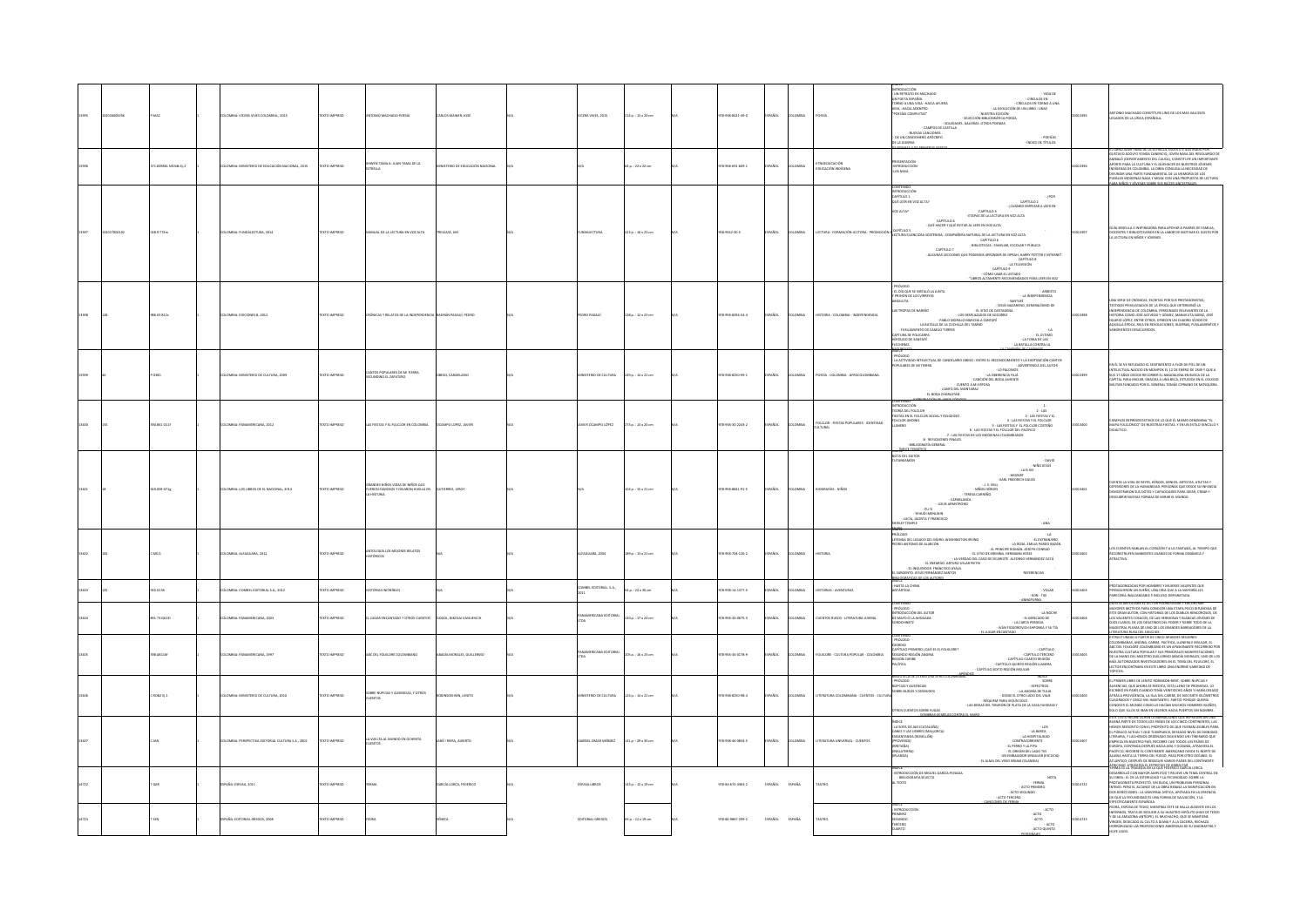| ID | Código | Signatura | Ej. | Publicación | Tipo | Título | Autor | | Editorial | Descripción física | | ISBN | Idioma | País | Materia | Contenido | Registro | Resumen |
|---|---|---|---|---|---|---|---|---|---|---|---|---|---|---|---|---|---|---|
| 13395 | 300018000096 | P MAC | 1 | COLOMBIA: VICENS VIVES COLOMBIA, 2015 | TEXTO IMPRESO | ANTONIO MACHADO POESÍA | CARLOS MAINER, JOSÉ | N/A | VICENS VIVES, 2015 | 214 p. : 13 x 20 cm | N/A | 978-958-8421-03-0 | ESPAÑOL | COLOMBIA | POESÍA | INTRODUCCIÓN - UN RETRATO DE MACHADO - VIDA DE UN POETA ESPAÑOL - CÍRCULOS EN TORNO A UNA VIDA - LA EVOLUCIÓN DE SOLEDADES - "POESÍAS COMPLETAS" - NUESTRA EDICIÓN - SELECCIÓN BIBLIOGRÁFICA POESÍA - SOLEDADES. GALERÍAS. OTROS POEMAS - CAMPOS DE CASTILLA - NUEVAS CANCIONES - DE UN CANCIONERO APÓCRIFO - POESÍAS DE LA GUERRA - ÍNDICE DE TÍTULOS | 00013395 | ANTONIO MACHADO CONSTITUYE UNO DE LOS MÁS VALIOSOS LEGADOS DE LA LÍRICA ESPAÑOLA. |
| 13396 | | 371.829982 M534b Ej.2 | 1 | COLOMBIA: MINISTERIO DE EDUCACIÓN NACIONAL, 2015 | TEXTO IMPRESO | BINARI TAMA A: JUAN TAMA DE LA ESTRELLA | MINISTERIO DE EDUCACIÓN NACIONAL | N/A | N/A | 64 p. : 22 x 22 cm | N/A | 978-958-691-849-1 | ESPAÑOL | COLOMBIA | ETNOEDUCACIÓN - EDUCACIÓN INDÍGENA | PRESENTACIÓN - INTRODUCCIÓN - LOS NASA | 00013396 | | 
| 13397 | 300017000102 | 028.8 T72m | 1 | COLOMBIA: FUNDALECTURA, 2014 | TEXTO IMPRESO | MANUAL DE LA LECTURA EN VOZ ALTA | TRELEASE, JIM | N/A | FUNDALECTURA | 423 p. : 16 x 23 cm | N/A | 958-9142-20-5 | ESPAÑOL | COLOMBIA | LECTURA - FORMACIÓN LECTORA - PROMOCIÓN | CONTENIDO - INTRODUCCIÓN - CAPÍTULO 1 ¿POR QUÉ LEER EN VOZ ALTA? - CAPÍTULO 2 ¿CUÁNDO EMPEZAR A LEER EN VOZ ALTA? - CAPÍTULO 3 ETAPAS DE LA LECTURA EN VOZ ALTA - CAPÍTULO 4 QUÉ HACER Y QUÉ EVITAR AL LEER EN VOZ ALTA - CAPÍTULO 5 LECTURA SILENCIOSA SOSTENIDA - CAPÍTULO 6 - CAPÍTULO 7 BIBLIOTECAS - CAPÍTULO 8 LA TELEVISIÓN - CAPÍTULO 9 CÓMO USAR EL LISTADO - LIBROS ALTAMENTE RECOMENDADOS PARA LEER EN VOZ ALTA | 00013397 | GUÍA SENCILLA E INSPIRADORA PARA APOYAR A PADRES DE FAMILIA, DOCENTES Y BIBLIOTECARIOS EN LA LABOR DE MOTIVAR EL GUSTO POR LA LECTURA EN NIÑOS Y JÓVENES. |
| 13398 | 148 | 986.03 P412c | 1 | COLOMBIA: EDICIONES B, 2012 | TEXTO IMPRESO | CRÓNICAS Y RELATOS DE LA INDEPENDENCIA | PASSALÍ, PEDRO | N/A | PEDRO PASSALÍ | 224 p. : 12 x 23 cm | N/A | 978-958-8294-54-4 | ESPAÑOL | COLOMBIA | HISTORIA - COLOMBIA - INDEPENDENCIA | PRÓLOGO - EL DÍA QUE SE INSTALÓ LA JUNTA - LA INDEPENDENCIA ABSOLUTA - ... | 00013398 | UNA SERIE DE CRÓNICAS, ESCRITAS POR SUS PROTAGONISTAS, TESTIGOS PRIVILEGIADOS DE LA ÉPOCA QUE DETERMINÓ LA INDEPENDENCIA DE COLOMBIA. |
| 13399 | 60 | P O361 | 1 | COLOMBIA: MINISTERIO DE CULTURA, 2009 | TEXTO IMPRESO | CANTOS POPULARES DE MI TIERRA SECUNDINO EL ZAPATERO | OBESO, CANDELARIO | N/A | MINISTERIO DE CULTURA | 249 p. : 14 x 21 cm | N/A | 978-958-8250-99-1 | ESPAÑOL | COLOMBIA | POESÍA - COLOMBIA - AFROCOLOMBIANA | CONTENIDO - PRÓLOGO - ... | 00013399 | |
| 13400 | 191 | 398.861 O15f | 1 | COLOMBIA: PANAMERICANA, 2012 | TEXTO IMPRESO | LAS FIESTAS Y EL FOLCLOR EN COLOMBIA | OCAMPO LÓPEZ, JAVIER | N/A | JAVIER OCAMPO LÓPEZ | 275 p. : 13 x 20 cm | N/A | 978-958-30-2243-2 | ESPAÑOL | COLOMBIA | FOLCLOR - FIESTAS POPULARES - IDENTIDAD CULTURAL | CONTENIDO - INTRODUCCIÓN - TEORÍA DEL FOLCLOR - ... - BIBLIOGRAFÍA GENERAL - ÍNDICE TEMÁTICO | 00013400 | |
| 13401 | 18 | 920.009 G71g | 1 | COLOMBIA: LOS LIBROS DE EL NACIONAL, 2014 | TEXTO IMPRESO | GRANDES NIÑOS: VIDAS DE NIÑOS QUE FUERON GRANDES Y DEJARON HUELLA EN LA HISTORIA | GUTIÉRREZ, LEROY | N/A | N/A | 300 p. : 15 x 21 cm | N/A | 978-958-8841-91-9 | ESPAÑOL | COLOMBIA | BIOGRAFÍAS - NIÑOS | NOTA DEL EDITOR - ... | 00013401 | |
| 13402 | 305 | C M915 | 1 | COLOMBIA: ALFAGUARA, 2012 | TEXTO IMPRESO | ANTOLOGÍA LOS MEJORES RELATOS HISTÓRICOS | N/A | N/A | ALFAGUARA, 2004 | 189 p. : 13 x 21 cm | N/A | 978-958-704-126-2 | ESPAÑOL | COLOMBIA | HISTORIA | PRÓLOGO - ... - REFERENCIAS BIOGRÁFICAS DE LOS AUTORES | 00013402 | LOS CUENTOS HABLAN AL CORAZÓN Y A LA FANTASÍA. |
| 13403 | 535 | 920 E19a | 1 | COLOMBIA: COMBEL EDITORIAL S.A., 2012 | TEXTO IMPRESO | HISTORIAS INCREÍBLES | N/A | N/A | COMBEL EDITORIAL S.A., 2011 | 64 p. : 22 x 30 cm | N/A | 978-958-14-1377-9 | ESPAÑOL | COLOMBIA | HISTORIAS - AVENTURAS | | 00013403 | |
| 13404 | | 891.73 G613l | 1 | COLOMBIA: PANAMERICANA, 2003 | TEXTO IMPRESO | EL LUGAR ENCANTADO Y OTROS CUENTOS | GÓGOL, NIKOLAI VASILIEVICH | N/A | PANAMERICANA EDITORIAL LTDA. | 220 p. : 17 x 22 cm | N/A | 978-958-30-0875-7 | ESPAÑOL | COLOMBIA | CUENTOS RUSOS - LITERATURA JUVENIL | CONTENIDO - PRÓLOGO - INTRODUCCIÓN DEL AUTOR - LA NOCHE - ... - EL LUGAR ENCANTADO | 00013404 | |
| 13405 | | 398 A612 | 1 | COLOMBIA: PANAMERICANA, 1997 | TEXTO IMPRESO | ABC DEL FOLCLORE COLOMBIANO | ABADÍA MORALES, GUILLERMO | N/A | PANAMERICANA EDITORIAL LTDA. | 305 p. : 16 x 23 cm | N/A | 978-958-30-0578-9 | ESPAÑOL | COLOMBIA | FOLCLORE - CULTURA POPULAR - COLOMBIA | CONTENIDO - PRÓLOGO - ... | 00013405 | |
| 13406 | | C R282 Ej.1 | 1 | COLOMBIA: MINISTERIO DE CULTURA, 2010 | TEXTO IMPRESO | SOBRE NUPCIAS Y AUSENCIAS, Y OTROS CUENTOS | ROBINSON BENT, LENITO | N/A | MINISTERIO DE CULTURA | 228 p. : 14 x 21 cm | N/A | 978-958-8250-98-4 | ESPAÑOL | COLOMBIA | LITERATURA COLOMBIANA - CUENTOS - CULTURA | PRÓLOGO - NUPCIAS Y AUSENCIAS - ... | 00013406 | |
| 13407 | | C JAN | 1 | COLOMBIA: PERSPECTIVA EDITORIAL CULTURAL S.A., 2002 | TEXTO IMPRESO | LA VUELTA AL MUNDO EN CUENTOS | JANÉ I RIERA, ALBERTO | N/A | GABRIEL OMAR MÉNDEZ | 141 p. : 29 x 30 cm | N/A | 978-958-46-0834-5 | ESPAÑOL | COLOMBIA | LITERATURA UNIVERSAL - CUENTOS | ÍNDICE - ... | 00013407 | |
| 14722 | | T GAR | 1 | ESPAÑA: ESPASA, 2011 | TEXTO IMPRESO | YERMA | GARCÍA LORCA, FEDERICO | N/A | ESPASA LIBROS | 163 p. : 12 x 19 cm | N/A | 978-84-670-3363-2 | ESPAÑOL | ESPAÑA | TEATRO | ÍNDICE - INTRODUCCIÓN - YERMA - ACTO PRIMERO - ACTO SEGUNDO - ACTO TERCERO | 00014722 | |
| 14723 | | T SEN | 1 | ESPAÑA: EDITORIAL GREDOS, 2009 | TEXTO IMPRESO | FEDRA | SÉNECA | N/A | EDITORIAL GREDOS | 89 p. : 12 x 19 cm | N/A | 978-84-9867-299-2 | ESPAÑOL | ESPAÑA | TEATRO | ÍNDICE - INTRODUCCIÓN - ACTO PRIMERO - SEGUNDO - TERCERO - CUARTO - QUINTO - PERSONAJES | 00014723 | |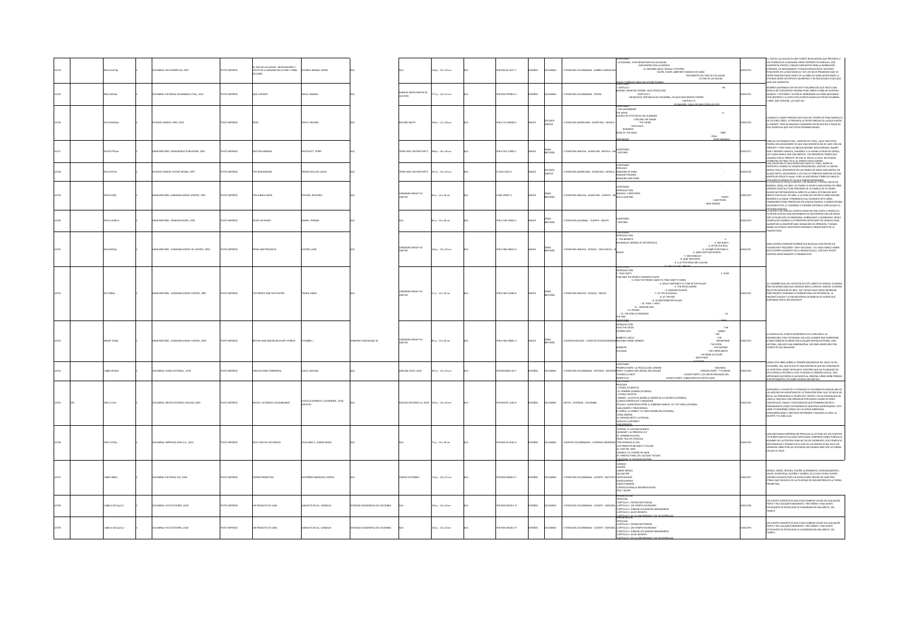| | | | | | | | | | | | | | | | | | | | |
|---|---|---|---|---|---|---|---|---|---|---|---|---|---|---|---|---|---|---|---|
| 14724 | | 863.4 A447p | 1 | COLOMBIA: MULTIGRÁFICAS, 2007 | TEXTO IMPRESO | EL PAÍS DE LAS AGUAS: REVELACIONES Y VOCES DE LA MOJANA EN LA VIDA Y OBRA DE GABO | ÁLVAREZ ARAÚJO, ISIDRO | N/A | | N/A | 218 p. : 13 x 19 cm | N/A | 978-958-44-2527-7 | ESPAÑOL | COLOMBIA | LITERATURA COLOMBIANA - GABRIEL GARCÍA MÁRQUEZ | CONTENIDO - LA MOJANA : PAÍS ENCANTADO DE LAS AGUAS - ENDULZADO CON LA ESENCIA - LA MOJANA, AGUA, MAGIA E HISTORIA - SUCRE, SUCRE LABERINTO MÁGICO DE GABO - REFERENTES DEL PAÍS DE LAS AGUAS - EL PAÍS DE LAS AGUAS - RECUERDOS Y SEÑALES PARA UN FUTURO POSIBLE | 00014724 | EL PAÍS DE LAS AGUAS ES UNA FUENTE REVELADORA QUE PRESENTA A LOS PUEBLOS DE LA MOJANA COMO CENTROS FICCIONALES, CON ELEMENTOS FÍSICOS Y ORALES DISPUESTOS PARA LA NARRACIÓN LITERARIA, DE IMAGINARIOS Y FÁBULAS NOVELESCOS... |
| 14725 | | 861.4 M538c | 1 | COLOMBIA: EDITORIAL ESQUEMAS LTDA., 2012 | TEXTO IMPRESO | QUÉ CHÉVERE | MEJÍA, MANUEL | N/A | | MANUEL MEJÍA GARCÍA DE LOS RÍOS | 177 p. : 14 x 21 cm | N/A | 978-958-97998-0-4 | ESPAÑOL | COLOMBIA | LITERATURA COLOMBIANA - POESÍA | CONTENIDO - CAPÍTULO I - EN MADRID, REINO DE ESPAÑA, HACE POCOS DÍAS - CAPÍTULO II - EN BOGOTÁ, REPÚBLICA DE COLOMBIA, YA HACE MUCHÍSIMO TIEMPO - CAPÍTULO III - EN MADRID: CASI A VER MÁS CERCA DE HOY | 00014725 | SIEMPRE QUISIMOS LEER EN SIETE PALABRAS DE QUÉ TRATA UNA NOVELA DE DOSCIENTAS PÁGINAS PARA SABER SI SERÁ DE NUESTRO AGRADO... Y BIEN, ¿QUÉ CHÉVERE, ¿DE QUÉ VA? |
| 14726 | | 813.6 S664p | 1 | ESTADOS UNIDOS: HAYA, 2007 | TEXTO IMPRESO | PEAK | SMITH, ROLAND | N/A | | ROLAND SMITH | 246 p. : 11 x 18 cm | N/A | 978-0-15-206268-2 | INGLÉS | ESTADOS UNIDOS | LITERATURA AMERICANA - AVENTURA - NOVELA | CONTENIDO - THE ASSIGNMENT - THE ROCK - COUPLE OF STITCHES & THE SLAMMER - ONE LINE THE DRAIN - THE TWINS - ROCK RATS - BANGKOK - SEAR OF THE DEAD - TIBET - PEAK - ROCK WEEVILS - EXPERIENCE | 00014726 | CUANDO EL PADRE PERDIDO HACE MUCHO TIEMPO DE PEAK MARCELLO DE CATORCE AÑOS, LE PRESENTA LA OPORTUNIDAD DE LLEGAR JUNTOS AL EVEREST... |
| 14727 | | 823.91 P912w | 1 | GRAN BRETAÑA: TRANSWORLD PUBLISHERS, 1991 | TEXTO IMPRESO | WITCHES ABROAD | PRATCHETT, TERRY | N/A | | TERRY AND LYN PRATCHETT | 286 p. : 18 x 18 cm | N/A | 978-0-552-13465-1 | INGLÉS | GRAN BRETAÑA | LITERATURA INGLESA - AVENTURA - NOVELA - HISTORIA | CONTENIDO - HISTORIA | 00014727 | PARECÍA UN TRABAJO FÁCIL... |
| 14728 | | 813.6 F873d | 1 | ESTADOS UNIDOS: POCKET BOOKS, 1997 | TEXTO IMPRESO | THE DRAGONLING | FRENCH KOLLER, JACKIE | N/A | | TERRY AND LYN PRATCHETT | 267 p. : 13 x 19 cm | N/A | 0-7434-1430-9 | INGLÉS | ESTADOS UNIDOS | LITERATURA AMERICANA - AVENTURA - NOVELA | CONTENIDO - PRÓLOGO - DRAGONS OF KRAG - DRAGON TROUBLE - DRAGONS AND KINGS | 00014728 | UNA AVENTURA ÉPICA EN UNA TIERRA DE DRAGONES... |
| 14729 | | 823.91 K99j | 1 | GRAN BRETAÑA: LONGMAN GROUP UK LIMITED, 1991 | TEXTO IMPRESO | THE JUNGLE BOOK | KIPLING, RUDYARD | N/A | | LONGMAN GROUP UK LIMITED | 58 p. : 12 x 19 cm | N/A | 0-582-03587-2 | INGLÉS | GRAN BRETAÑA | LITERATURA INGLESA - AVENTURA - CUENTO - INGLÉS | CONTENIDO - INTRODUCTION - MOWGLI'S BROTHERS - KAA'S HUNTING - TIGER! TIGER! - QUESTIONS - NEW WORDS | 00014729 | RUDYARD KIPLING NACIÓ EN BOMBAY, INDIA... |
| 14730 | | 833.91 M281d | 1 | GRAN BRETAÑA: PENGUIN BOOKS, 1995 | TEXTO IMPRESO | DEATH IN VENICE | MANN, THOMAS | N/A | | N/A | 80 p. : 13 x 20 cm | N/A | 978-0-140-18054-2 | INGLÉS | GRAN BRETAÑA | LITERATURA ALEMANA - CUENTO - INGLÉS | CONTENIDO - HISTORIA | 00014730 | ... |
| 14731 | | 823.7 A933p | 1 | GRAN BRETAÑA: LONGMAN GROUP UK LIMITED, 1995 | TEXTO IMPRESO | PRIDE AND PREJUDICE | AUSTEN, JANE | N/A | | LONGMAN GROUP UK LIMITED | 145 p. : 13 x 20 cm | N/A | 978-0-582-09674-5 | INGLÉS | GRAN BRETAÑA | LITERATURA INGLESA - NOVELA - VIDA SOCIAL - INGLÉS | CONTENIDO - INTRODUCTION - 1. THE BENNETS - 2. MR BINGLEY ARRIVES AT NETHERFIELD - 3. MR DARCY - 4. AFTER THE BALL - 5. ELIZABETH REFUSES A DANCE - 6. JANE VISITS NETHERFIELD - 7. MISS BINGLEY - 8. JANE RECOVERS - 9. A LETTER FROM MR COLLINS | 00014731 | JANE AUSTEN COMPARÓ ESCRIBIR SUS NOVELAS CON PINTAR UN CUADRO MUY PEQUEÑO... |
| 14732 | | 813 T969p | 1 | GRAN BRETAÑA: LONGMAN GROUP UK LIMITED, 1987 | TEXTO IMPRESO | THE PRINCE AND THE PAUPER | TWAIN, MARK | N/A | | LONGMAN GROUP UK LIMITED | 57 p. : 12 x 19 cm | N/A | 978-0-582-52284-6 | INGLÉS | GRAN BRETAÑA | LITERATURA INGLESA - NOVELA - INGLÉS | CONTENIDO - INTRODUCTION - 1. TOM CANTY - 2. HOW TOM AND THE PRINCE CHANGED PLACES - 3. HOW THE PRINCE CAME TO TOM CANTY'S HOME - 4. WHAT HAPPENED TO TOM IN THE PALACE - 5. THE ROYAL GUARD - 6. EDWARD ESCAPES - 7. AT THE GUILDHALL - 8. AT THE INN - 9. IN WESTMINSTER PALACE - 10. THIEF! THIEF! - 11. HENDON HALL - 12. PRISON - 13. THE KING IS CROWNED - 14. THE END | 00014732 | EL NOMBRE REAL DEL ESCRITOR DE ESTE LIBRO FUE SAMUEL CLEMENS... |
| 14733 | | 808.83 T536b | 1 | GRAN BRETAÑA: LONGMAN GROUP UK LIMITED, 1993 | TEXTO IMPRESO | BRITISH AND AMERICAN SHORT STORIES | THURBER, J. | SOMERSET MAUGHAM, W. | | LONGMAN GROUP UK LIMITED | 89 p. : 13 x 20 cm | N/A | 978-0-582-09681-3 | INGLÉS | GRAN BRETAÑA | CUENTOS INGLESES - CUENTOS ESTADOUNIDENSES | CONTENIDO - INTRODUCTION - THE MABEL - THE SPECKLED BAND - THE OPEN WINDOW - THE INCOME - THE UPPER BERTH - MY BANK ACCOUNT - QUESTIONS | 00014733 | LA ESENCIA DEL CUENTO MODERNO ES SU CERCANÍA A LA RECONOCIBLE VIDA COTIDIANA... |
| 14734 | | Co863 V436h | 1 | COLOMBIA: ICONO EDITORIAL, 2014 | TEXTO IMPRESO | UNA HISTORIA TENEBROSA | COVO, ADELINA | N/A | | ADELINA COVO, 2014 | 407 p. : 15 x 23 cm | N/A | 978-958-8461-93-7 | ESPAÑOL | COLOMBIA | LITERATURA COLOMBIANA - HISTORIA - MISTERIO | CONTENIDO - PRIMERA PARTE: LA PELÍCULA DEL CRIMEN - SEGUNDA PARTE: CUANDO SER LIBERAL ERA PECADO - TERCERA PARTE: "Y FUERON FELIGRESES..." - CUARTA PARTE - QUINTA PARTE | 00014734 | VERSA ESTA OBRA SOBRE EL PRIMER MAGNICIDIO DEL SIGLO XX EN COLOMBIA... |
| 14735 | 395 | 398.2 C171m | 1 | COLOMBIA: GRUPO EDITORIAL EDUCAR, 2009 | TEXTO IMPRESO | MITOS Y LEYENDAS COLOMBIANOS | CASTILLO MORALES, ALEXANDER ; URIÑA, AGUSTÍN | N/A | | EDUCAR EDITORES S.A., 2009 | 165 p. : 15 x 20 cm | N/A | 978-958-05-1183-0 | ESPAÑOL | COLOMBIA | MITOS - LEYENDAS - COLOMBIA | CONTENIDO - PRÓLOGO - LITORAL ATLÁNTICO - LITORAL PACÍFICO - LLANOS ORIENTALES Y AMAZONÍA - SAN ANDRÉS Y PROVIDENCIA - ZONA ANDINA - ENLACES A INTERNET - BIBLIOGRAFÍA | 00014735 | ACÉRCATE A LOS MITOS Y LEYENDAS DE COLOMBIA... |
| 14736 | | 398.2 S785p | 1 | COLOMBIA: IMPRESOS LEGIS S.A., 2011 | TEXTO IMPRESO | EN EL PAÍS DE LOS ZENUES | STAVLANO S., RUBÉN DARÍO | N/A | | N/A | 75 p. : 13 x 19 cm | N/A | 978-958-20-0581-0 | ESPAÑOL | COLOMBIA | CUENTOS COLOMBIANOS - LEYENDAS INDÍGENAS | CONTENIDO - ... | 00014736 | UNA GRATÍSIMA SORPRESA ME PRODUJO LA LECTURA DE LOS CUENTOS... |
| 14737 | | Co863 G984t | 1 | COLOMBIA: EDITORIAL SIG, 2020 | TEXTO IMPRESO | TIERRA PROMETIDA | GUTIÉRREZ MARQUEN, HEDRIS | N/A | | HEDRIS GUTIÉRREZ | 114 p. : 14 x 21 cm | N/A | 978-958-52886-0-7 | ESPAÑOL | COLOMBIA | LITERATURA COLOMBIANA - CUENTO - DESPLAZADOS | CONTENIDO - GÉNESIS - ORIGEN - AMOR HERIDO - INQUISICIÓN - REENCUENTRO - PAZ Y AMOR | 00014737 | ORIGEN, AMOR, INTRIGA, PASIÓN, SUFRIMIENTO, DESPLAZAMIENTO... |
| 14738 | | Co863.4 G212p Ej.1 | 1 | COLOMBIA: FOCO EDITORES, 2020 | TEXTO IMPRESO | UN PEDAZITO DE LUNA | GARAVITO SILVA, GONZALO | SOCIEDAD GEOGRÁFICA DE COLOMBIA | | N/A | 103 p. : 14 x 21 cm | N/A | 978-958-52619-2-9 | ESPAÑOL | COLOMBIA | LITERATURA COLOMBIANA - CUENTO - FANTASÍA | CONTENIDO - PRESENTACIÓN - PRÓLOGO - CAPÍTULO 1. PIEDRA MISTERIOSA - CAPÍTULO 2. UN TIEMPO ESCONDIDO - CAPÍTULO 3. HABLAN LOS AMIGOS IMAGINARIOS - CAPÍTULO 4. ALGO INFANTIL - CAPÍTULO 5. DE LA UNIVERSIDAD Y DE LAS ESTRELLAS | 00014738 | UN CUENTO FANTÁSTICO QUE PUDO HABERSE VIVIDO EN CUALQUIER PARTE Y EN CUALQUIER MOMENTO... |
| 14739 | | Co863.4 G212p Ej.2 | 1 | COLOMBIA: FOCO EDITORES, 2020 | TEXTO IMPRESO | UN PEDAZITO DE LUNA | GARAVITO SILVA, GONZALO | SOCIEDAD GEOGRÁFICA DE COLOMBIA | | N/A | 102 p. : 14 x 21 cm | N/A | 978-958-52619-2-9 | ESPAÑOL | COLOMBIA | LITERATURA COLOMBIANA - CUENTO - FANTASÍA | CONTENIDO - PRESENTACIÓN - PRÓLOGO - CAPÍTULO 1. PIEDRA MISTERIOSA - CAPÍTULO 2. UN TIEMPO ESCONDIDO - CAPÍTULO 3. HABLAN LOS AMIGOS IMAGINARIOS - CAPÍTULO 4. ALGO INFANTIL - CAPÍTULO 5. DE LA UNIVERSIDAD Y DE LAS ESTRELLAS | 00014739 | UN CUENTO FANTÁSTICO QUE PUDO HABERSE VIVIDO EN CUALQUIER PARTE Y EN CUALQUIER MOMENTO... |